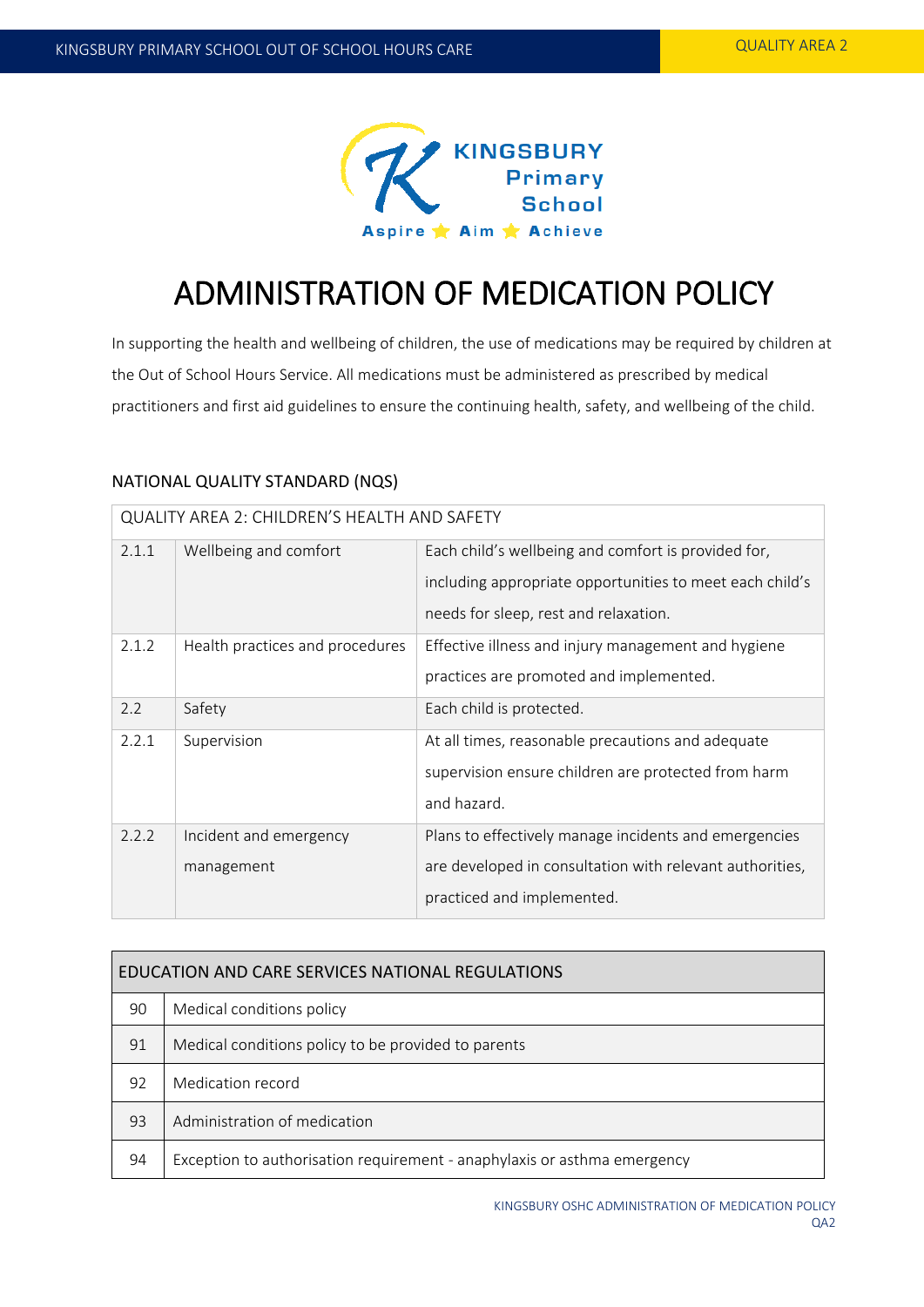# ADMINISTRATION OF MEDICATION POLICY

In supporting the health and wellbeing of children, the use of medications may be required by children at the Out of School Hours Service. All medications must be administered as prescribed by medical practitioners and first aid guidelines to ensure the continuing health, safety, and wellbeing of the child.

## NATIONAL QUALITY STANDARD (NQS)

| QUALITY AREA 2: CHILDREN'S HEALTH AND SAFETY | | |
|---|---|---|
| 2.1.1 | Wellbeing and comfort | Each child's wellbeing and comfort is provided for, including appropriate opportunities to meet each child's needs for sleep, rest and relaxation. |
| 2.1.2 | Health practices and procedures | Effective illness and injury management and hygiene practices are promoted and implemented. |
| 2.2 | Safety | Each child is protected. |
| 2.2.1 | Supervision | At all times, reasonable precautions and adequate supervision ensure children are protected from harm and hazard. |
| 2.2.2 | Incident and emergency management | Plans to effectively manage incidents and emergencies are developed in consultation with relevant authorities, practiced and implemented. |

| EDUCATION AND CARE SERVICES NATIONAL REGULATIONS | |
|---|---|
| 90 | Medical conditions policy |
| 91 | Medical conditions policy to be provided to parents |
| 92 | Medication record |
| 93 | Administration of medication |
| 94 | Exception to authorisation requirement - anaphylaxis or asthma emergency |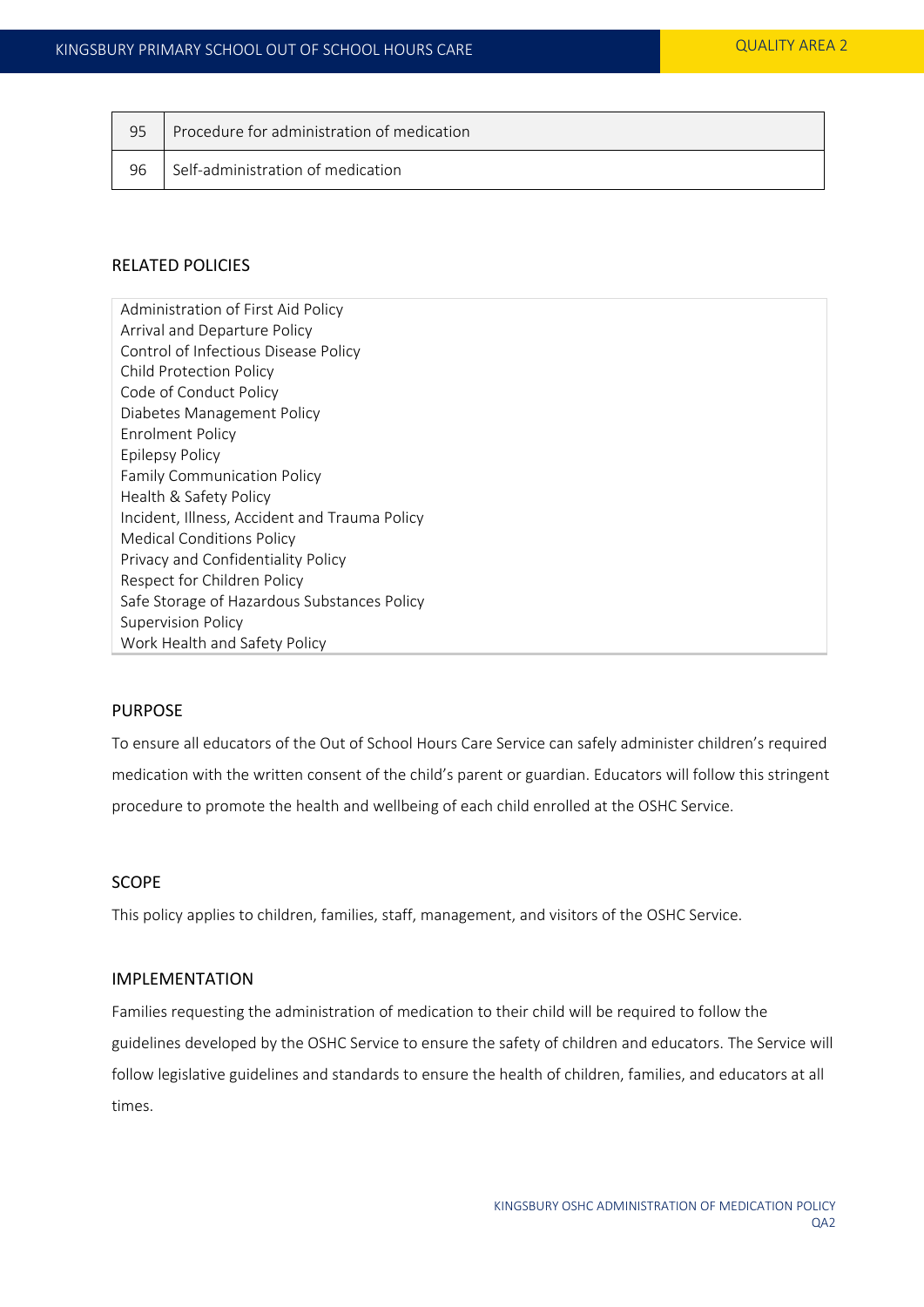| 95 | Procedure for administration of medication |
|---|---|
| 96 | Self-administration of medication |

## RELATED POLICIES

Administration of First Aid Policy
Arrival and Departure Policy
Control of Infectious Disease Policy
Child Protection Policy
Code of Conduct Policy
Diabetes Management Policy
Enrolment Policy
Epilepsy Policy
Family Communication Policy
Health & Safety Policy
Incident, Illness, Accident and Trauma Policy
Medical Conditions Policy
Privacy and Confidentiality Policy
Respect for Children Policy
Safe Storage of Hazardous Substances Policy
Supervision Policy
Work Health and Safety Policy

## PURPOSE

To ensure all educators of the Out of School Hours Care Service can safely administer children's required medication with the written consent of the child's parent or guardian. Educators will follow this stringent procedure to promote the health and wellbeing of each child enrolled at the OSHC Service.

## SCOPE

This policy applies to children, families, staff, management, and visitors of the OSHC Service.

## IMPLEMENTATION

Families requesting the administration of medication to their child will be required to follow the guidelines developed by the OSHC Service to ensure the safety of children and educators. The Service will follow legislative guidelines and standards to ensure the health of children, families, and educators at all times.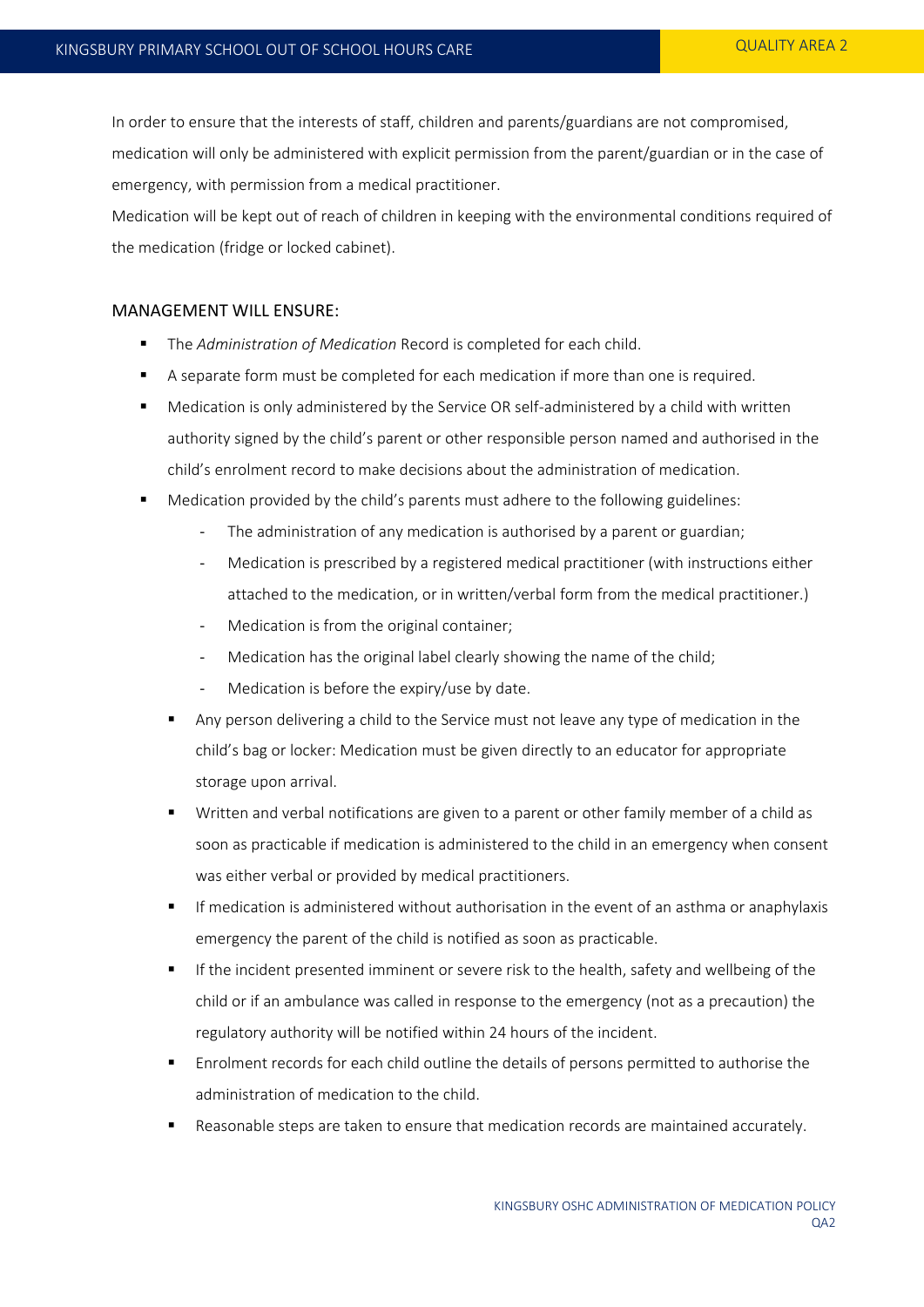In order to ensure that the interests of staff, children and parents/guardians are not compromised, medication will only be administered with explicit permission from the parent/guardian or in the case of emergency, with permission from a medical practitioner.

Medication will be kept out of reach of children in keeping with the environmental conditions required of the medication (fridge or locked cabinet).

## MANAGEMENT WILL ENSURE:

- The *Administration of Medication* Record is completed for each child.
- A separate form must be completed for each medication if more than one is required.
- Medication is only administered by the Service OR self-administered by a child with written authority signed by the child's parent or other responsible person named and authorised in the child's enrolment record to make decisions about the administration of medication.
- Medication provided by the child's parents must adhere to the following guidelines:
  - The administration of any medication is authorised by a parent or guardian;
  - Medication is prescribed by a registered medical practitioner (with instructions either attached to the medication, or in written/verbal form from the medical practitioner.)
  - Medication is from the original container;
  - Medication has the original label clearly showing the name of the child;
  - Medication is before the expiry/use by date.
- Any person delivering a child to the Service must not leave any type of medication in the child's bag or locker: Medication must be given directly to an educator for appropriate storage upon arrival.
- Written and verbal notifications are given to a parent or other family member of a child as soon as practicable if medication is administered to the child in an emergency when consent was either verbal or provided by medical practitioners.
- If medication is administered without authorisation in the event of an asthma or anaphylaxis emergency the parent of the child is notified as soon as practicable.
- If the incident presented imminent or severe risk to the health, safety and wellbeing of the child or if an ambulance was called in response to the emergency (not as a precaution) the regulatory authority will be notified within 24 hours of the incident.
- Enrolment records for each child outline the details of persons permitted to authorise the administration of medication to the child.
- Reasonable steps are taken to ensure that medication records are maintained accurately.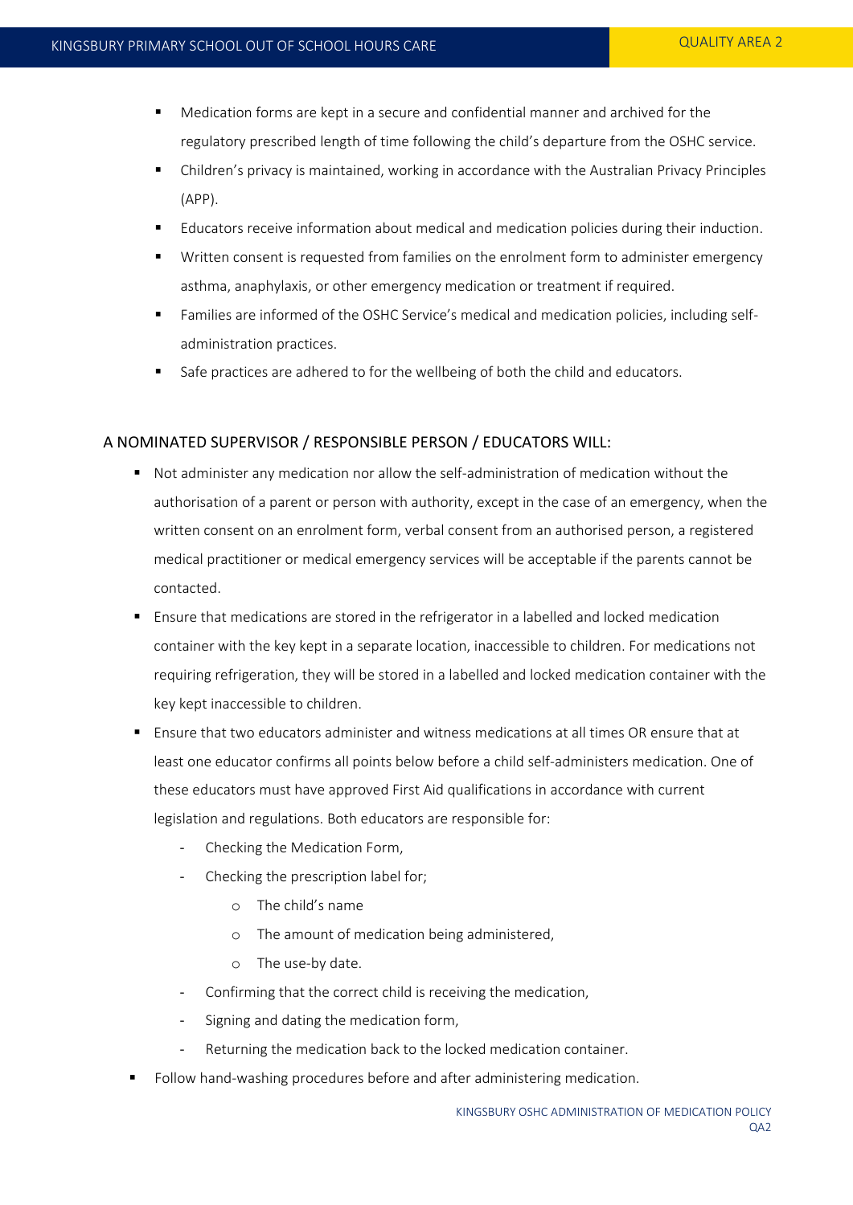- Medication forms are kept in a secure and confidential manner and archived for the regulatory prescribed length of time following the child's departure from the OSHC service.
- Children's privacy is maintained, working in accordance with the Australian Privacy Principles (APP).
- Educators receive information about medical and medication policies during their induction.
- Written consent is requested from families on the enrolment form to administer emergency asthma, anaphylaxis, or other emergency medication or treatment if required.
- Families are informed of the OSHC Service's medical and medication policies, including self-administration practices.
- Safe practices are adhered to for the wellbeing of both the child and educators.

## A NOMINATED SUPERVISOR / RESPONSIBLE PERSON / EDUCATORS WILL:

- Not administer any medication nor allow the self-administration of medication without the authorisation of a parent or person with authority, except in the case of an emergency, when the written consent on an enrolment form, verbal consent from an authorised person, a registered medical practitioner or medical emergency services will be acceptable if the parents cannot be contacted.
- Ensure that medications are stored in the refrigerator in a labelled and locked medication container with the key kept in a separate location, inaccessible to children. For medications not requiring refrigeration, they will be stored in a labelled and locked medication container with the key kept inaccessible to children.
- Ensure that two educators administer and witness medications at all times OR ensure that at least one educator confirms all points below before a child self-administers medication. One of these educators must have approved First Aid qualifications in accordance with current legislation and regulations. Both educators are responsible for:
  - Checking the Medication Form,
  - Checking the prescription label for;
    - The child's name
    - The amount of medication being administered,
    - The use-by date.
  - Confirming that the correct child is receiving the medication,
  - Signing and dating the medication form,
  - Returning the medication back to the locked medication container.
- Follow hand-washing procedures before and after administering medication.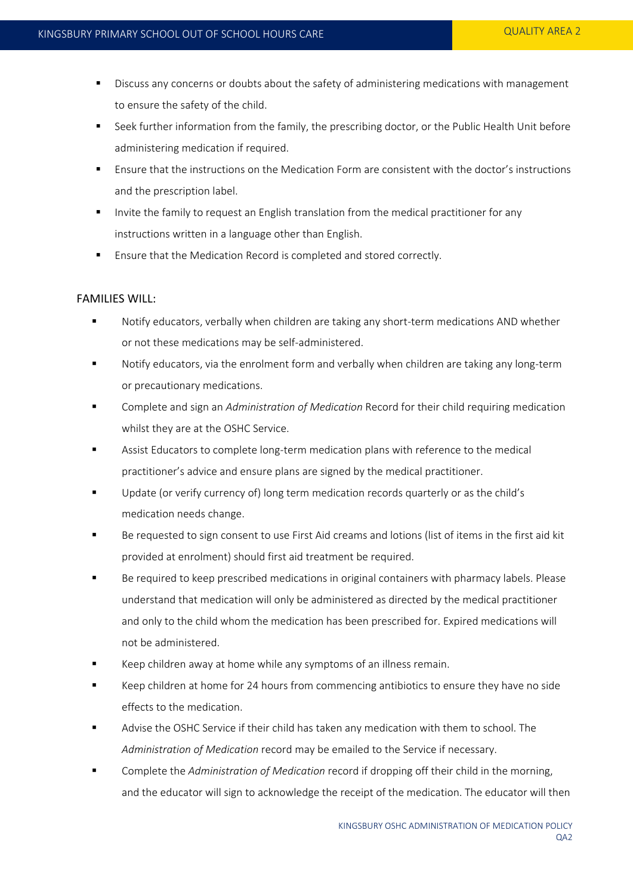- Discuss any concerns or doubts about the safety of administering medications with management to ensure the safety of the child.
- Seek further information from the family, the prescribing doctor, or the Public Health Unit before administering medication if required.
- Ensure that the instructions on the Medication Form are consistent with the doctor's instructions and the prescription label.
- Invite the family to request an English translation from the medical practitioner for any instructions written in a language other than English.
- Ensure that the Medication Record is completed and stored correctly.

FAMILIES WILL:

- Notify educators, verbally when children are taking any short-term medications AND whether or not these medications may be self-administered.
- Notify educators, via the enrolment form and verbally when children are taking any long-term or precautionary medications.
- Complete and sign an *Administration of Medication* Record for their child requiring medication whilst they are at the OSHC Service.
- Assist Educators to complete long-term medication plans with reference to the medical practitioner's advice and ensure plans are signed by the medical practitioner.
- Update (or verify currency of) long term medication records quarterly or as the child's medication needs change.
- Be requested to sign consent to use First Aid creams and lotions (list of items in the first aid kit provided at enrolment) should first aid treatment be required.
- Be required to keep prescribed medications in original containers with pharmacy labels. Please understand that medication will only be administered as directed by the medical practitioner and only to the child whom the medication has been prescribed for. Expired medications will not be administered.
- Keep children away at home while any symptoms of an illness remain.
- Keep children at home for 24 hours from commencing antibiotics to ensure they have no side effects to the medication.
- Advise the OSHC Service if their child has taken any medication with them to school. The *Administration of Medication* record may be emailed to the Service if necessary.
- Complete the *Administration of Medication* record if dropping off their child in the morning, and the educator will sign to acknowledge the receipt of the medication. The educator will then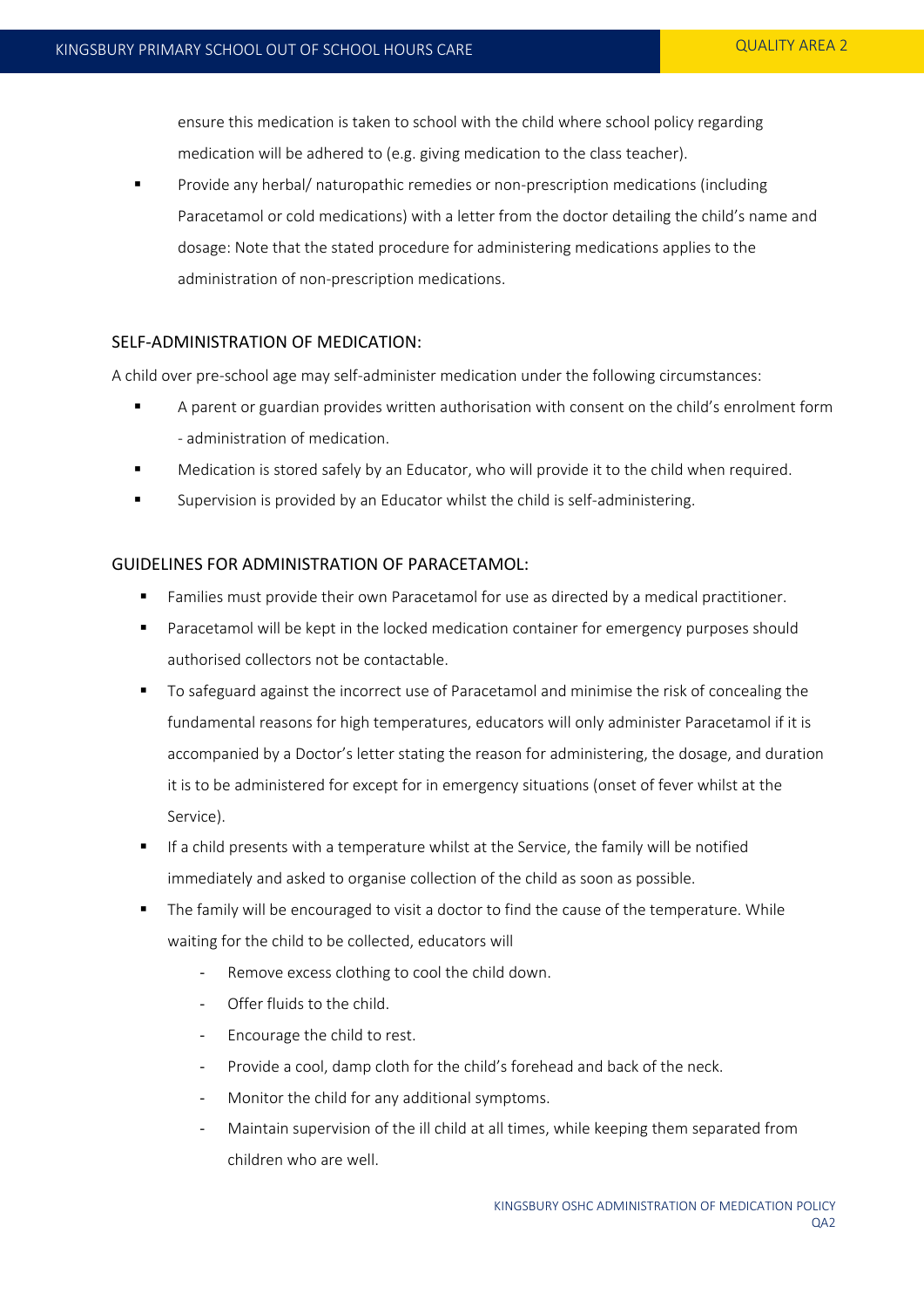ensure this medication is taken to school with the child where school policy regarding medication will be adhered to (e.g. giving medication to the class teacher).

- Provide any herbal/ naturopathic remedies or non-prescription medications (including Paracetamol or cold medications) with a letter from the doctor detailing the child's name and dosage: Note that the stated procedure for administering medications applies to the administration of non-prescription medications.

## SELF-ADMINISTRATION OF MEDICATION:

A child over pre-school age may self-administer medication under the following circumstances:

- A parent or guardian provides written authorisation with consent on the child's enrolment form - administration of medication.
- Medication is stored safely by an Educator, who will provide it to the child when required.
- Supervision is provided by an Educator whilst the child is self-administering.

## GUIDELINES FOR ADMINISTRATION OF PARACETAMOL:

- Families must provide their own Paracetamol for use as directed by a medical practitioner.
- Paracetamol will be kept in the locked medication container for emergency purposes should authorised collectors not be contactable.
- To safeguard against the incorrect use of Paracetamol and minimise the risk of concealing the fundamental reasons for high temperatures, educators will only administer Paracetamol if it is accompanied by a Doctor's letter stating the reason for administering, the dosage, and duration it is to be administered for except for in emergency situations (onset of fever whilst at the Service).
- If a child presents with a temperature whilst at the Service, the family will be notified immediately and asked to organise collection of the child as soon as possible.
- The family will be encouraged to visit a doctor to find the cause of the temperature. While waiting for the child to be collected, educators will
  - Remove excess clothing to cool the child down.
  - Offer fluids to the child.
  - Encourage the child to rest.
  - Provide a cool, damp cloth for the child's forehead and back of the neck.
  - Monitor the child for any additional symptoms.
  - Maintain supervision of the ill child at all times, while keeping them separated from children who are well.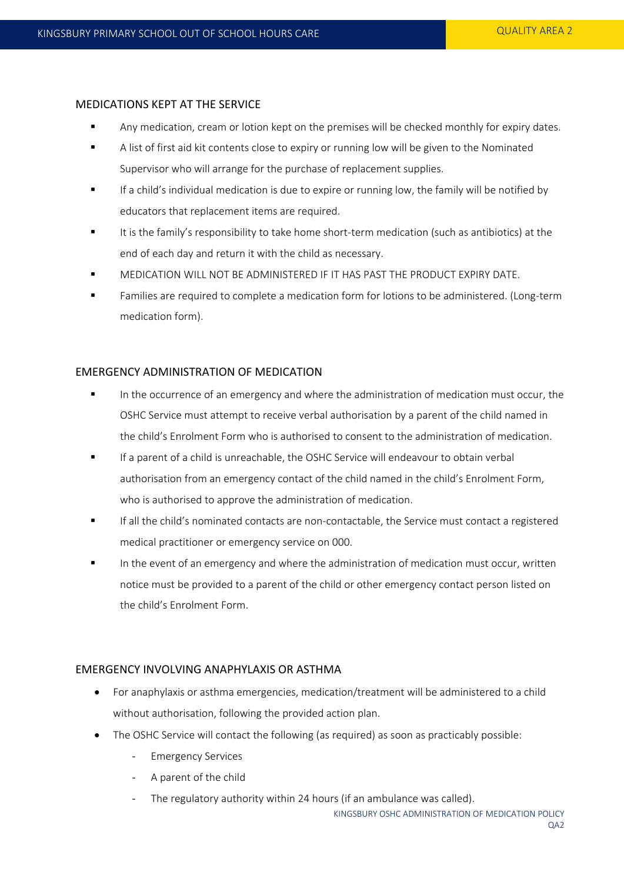## MEDICATIONS KEPT AT THE SERVICE

- Any medication, cream or lotion kept on the premises will be checked monthly for expiry dates.
- A list of first aid kit contents close to expiry or running low will be given to the Nominated Supervisor who will arrange for the purchase of replacement supplies.
- If a child's individual medication is due to expire or running low, the family will be notified by educators that replacement items are required.
- It is the family's responsibility to take home short-term medication (such as antibiotics) at the end of each day and return it with the child as necessary.
- MEDICATION WILL NOT BE ADMINISTERED IF IT HAS PAST THE PRODUCT EXPIRY DATE.
- Families are required to complete a medication form for lotions to be administered. (Long-term medication form).

## EMERGENCY ADMINISTRATION OF MEDICATION

- In the occurrence of an emergency and where the administration of medication must occur, the OSHC Service must attempt to receive verbal authorisation by a parent of the child named in the child's Enrolment Form who is authorised to consent to the administration of medication.
- If a parent of a child is unreachable, the OSHC Service will endeavour to obtain verbal authorisation from an emergency contact of the child named in the child's Enrolment Form, who is authorised to approve the administration of medication.
- If all the child's nominated contacts are non-contactable, the Service must contact a registered medical practitioner or emergency service on 000.
- In the event of an emergency and where the administration of medication must occur, written notice must be provided to a parent of the child or other emergency contact person listed on the child's Enrolment Form.

## EMERGENCY INVOLVING ANAPHYLAXIS OR ASTHMA

- For anaphylaxis or asthma emergencies, medication/treatment will be administered to a child without authorisation, following the provided action plan.
- The OSHC Service will contact the following (as required) as soon as practicably possible:
  - Emergency Services
  - A parent of the child
  - The regulatory authority within 24 hours (if an ambulance was called).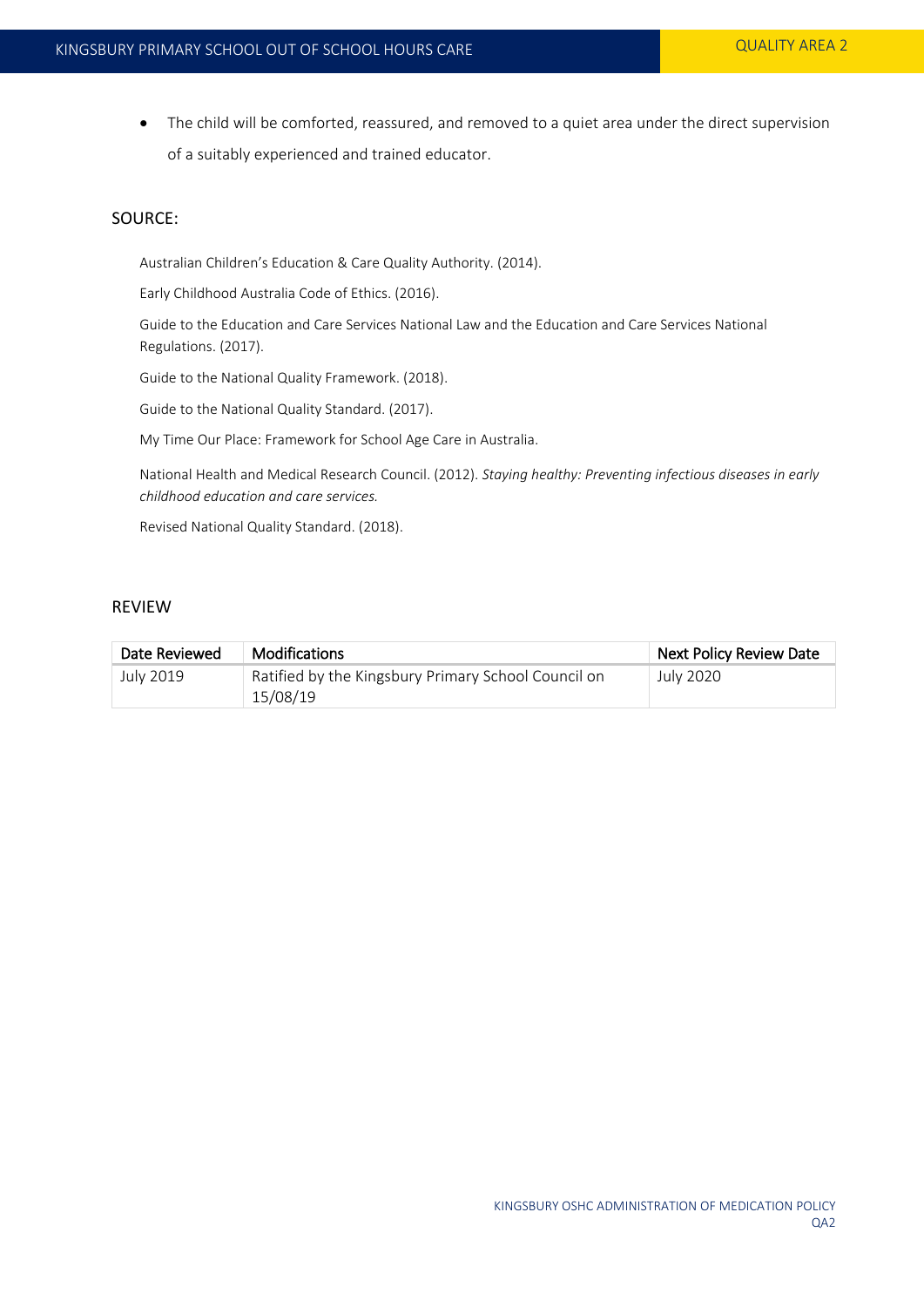- The child will be comforted, reassured, and removed to a quiet area under the direct supervision of a suitably experienced and trained educator.

## SOURCE:

Australian Children's Education & Care Quality Authority. (2014).

Early Childhood Australia Code of Ethics. (2016).

Guide to the Education and Care Services National Law and the Education and Care Services National Regulations. (2017).

Guide to the National Quality Framework. (2018).

Guide to the National Quality Standard. (2017).

My Time Our Place: Framework for School Age Care in Australia.

National Health and Medical Research Council. (2012). *Staying healthy: Preventing infectious diseases in early childhood education and care services.*

Revised National Quality Standard. (2018).

## REVIEW

| Date Reviewed | Modifications | Next Policy Review Date |
|---|---|---|
| July 2019 | Ratified by the Kingsbury Primary School Council on 15/08/19 | July 2020 |